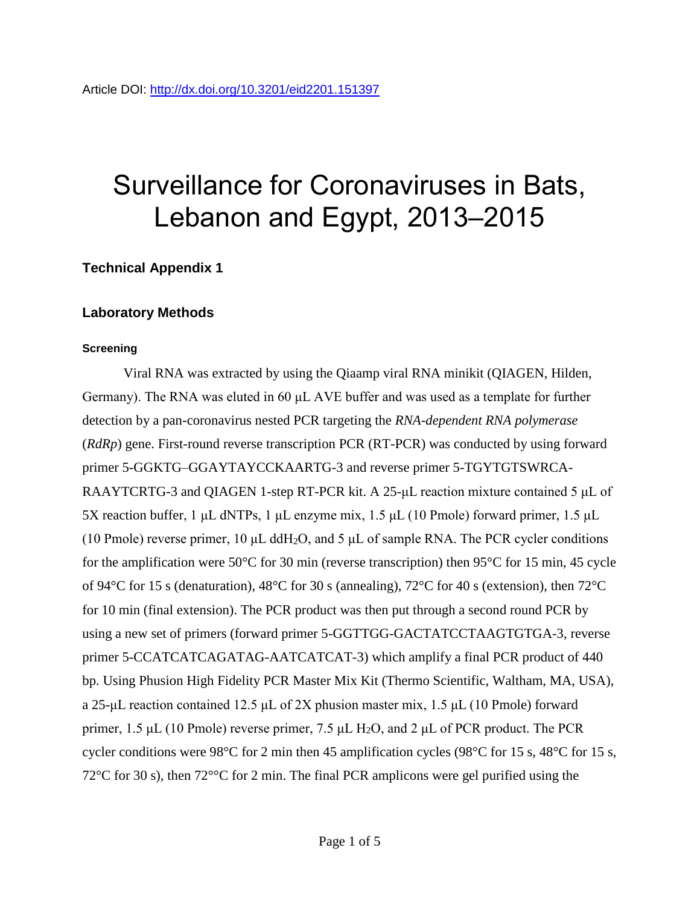Article DOI: http://dx.doi.org/10.3201/eid2201.151397

# Surveillance for Coronaviruses in Bats, Lebanon and Egypt, 2013–2015

## Technical Appendix 1

### Laboratory Methods

#### Screening

Viral RNA was extracted by using the Qiaamp viral RNA minikit (QIAGEN, Hilden, Germany). The RNA was eluted in 60 μL AVE buffer and was used as a template for further detection by a pan-coronavirus nested PCR targeting the *RNA-dependent RNA polymerase* (*RdRp*) gene. First-round reverse transcription PCR (RT-PCR) was conducted by using forward primer 5-GGKTG–GGAYTAYCCKAARTG-3 and reverse primer 5-TGYTGTSWRCA-RAAYTCRTG-3 and QIAGEN 1-step RT-PCR kit. A 25-μL reaction mixture contained 5 μL of 5X reaction buffer, 1 μL dNTPs, 1 μL enzyme mix, 1.5 μL (10 Pmole) forward primer, 1.5 μL (10 Pmole) reverse primer, 10 μL $ddH_2O$, and 5 μL of sample RNA. The PCR cycler conditions for the amplification were 50°C for 30 min (reverse transcription) then 95°C for 15 min, 45 cycle of 94°C for 15 s (denaturation), 48°C for 30 s (annealing), 72°C for 40 s (extension), then 72°C for 10 min (final extension). The PCR product was then put through a second round PCR by using a new set of primers (forward primer 5-GGTTGG-GACTATCCTAAGTGTGA-3, reverse primer 5-CCATCATCAGATAG-AATCATCAT-3) which amplify a final PCR product of 440 bp. Using Phusion High Fidelity PCR Master Mix Kit (Thermo Scientific, Waltham, MA, USA), a 25-μL reaction contained 12.5 μL of 2X phusion master mix, 1.5 μL (10 Pmole) forward primer, 1.5 μL (10 Pmole) reverse primer, 7.5 μL $H_2O$, and 2 μL of PCR product. The PCR cycler conditions were 98°C for 2 min then 45 amplification cycles (98°C for 15 s, 48°C for 15 s, 72°C for 30 s), then 72°°C for 2 min. The final PCR amplicons were gel purified using the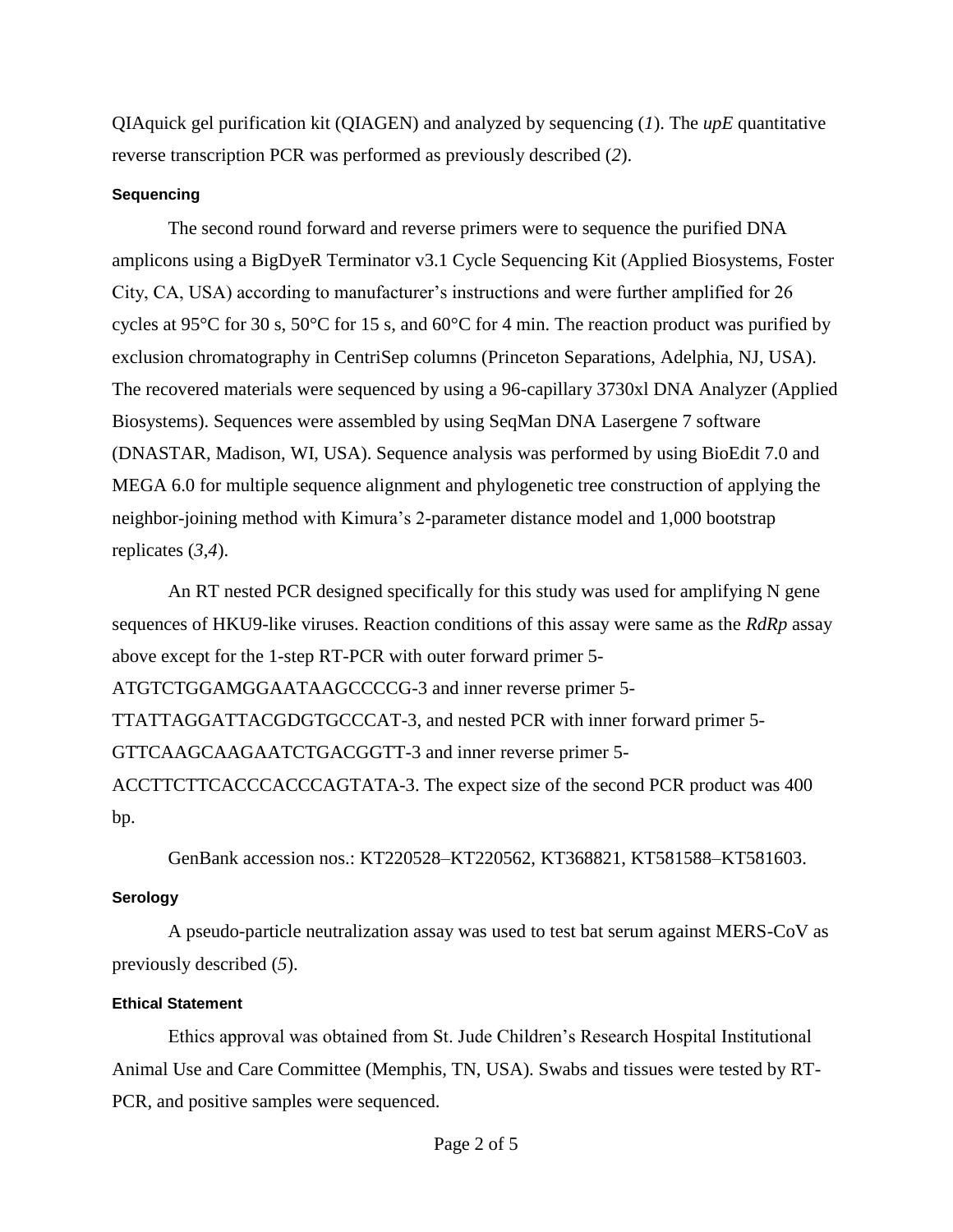QIAquick gel purification kit (QIAGEN) and analyzed by sequencing (*1*). The *upE* quantitative reverse transcription PCR was performed as previously described (*2*).

### Sequencing

The second round forward and reverse primers were to sequence the purified DNA amplicons using a BigDyeR Terminator v3.1 Cycle Sequencing Kit (Applied Biosystems, Foster City, CA, USA) according to manufacturer's instructions and were further amplified for 26 cycles at 95°C for 30 s, 50°C for 15 s, and 60°C for 4 min. The reaction product was purified by exclusion chromatography in CentriSep columns (Princeton Separations, Adelphia, NJ, USA). The recovered materials were sequenced by using a 96-capillary 3730xl DNA Analyzer (Applied Biosystems). Sequences were assembled by using SeqMan DNA Lasergene 7 software (DNASTAR, Madison, WI, USA). Sequence analysis was performed by using BioEdit 7.0 and MEGA 6.0 for multiple sequence alignment and phylogenetic tree construction of applying the neighbor-joining method with Kimura's 2-parameter distance model and 1,000 bootstrap replicates (*3*,*4*).

An RT nested PCR designed specifically for this study was used for amplifying N gene sequences of HKU9-like viruses. Reaction conditions of this assay were same as the *RdRp* assay above except for the 1-step RT-PCR with outer forward primer 5-ATGTCTGGAMGGAATAAGCCCCG-3 and inner reverse primer 5-TTATTAGGATTACGDGTGCCCAT-3, and nested PCR with inner forward primer 5-GTTCAAGCAAGAATCTGACGGTT-3 and inner reverse primer 5-ACCTTCTTCACCCACCCAGTATA-3. The expect size of the second PCR product was 400 bp.

GenBank accession nos.: KT220528–KT220562, KT368821, KT581588–KT581603.

### Serology

A pseudo-particle neutralization assay was used to test bat serum against MERS-CoV as previously described (*5*).

### Ethical Statement

Ethics approval was obtained from St. Jude Children's Research Hospital Institutional Animal Use and Care Committee (Memphis, TN, USA). Swabs and tissues were tested by RT-PCR, and positive samples were sequenced.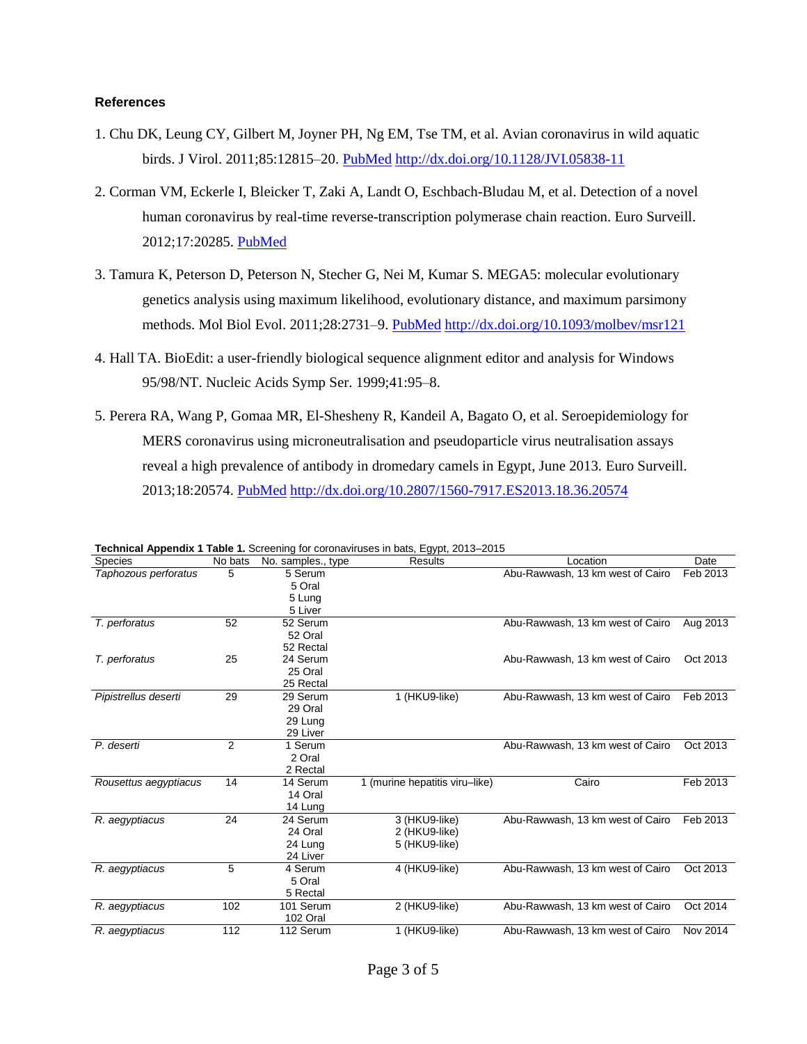### References

1. Chu DK, Leung CY, Gilbert M, Joyner PH, Ng EM, Tse TM, et al. Avian coronavirus in wild aquatic birds. J Virol. 2011;85:12815–20. PubMed http://dx.doi.org/10.1128/JVI.05838-11

2. Corman VM, Eckerle I, Bleicker T, Zaki A, Landt O, Eschbach-Bludau M, et al. Detection of a novel human coronavirus by real-time reverse-transcription polymerase chain reaction. Euro Surveill. 2012;17:20285. PubMed

3. Tamura K, Peterson D, Peterson N, Stecher G, Nei M, Kumar S. MEGA5: molecular evolutionary genetics analysis using maximum likelihood, evolutionary distance, and maximum parsimony methods. Mol Biol Evol. 2011;28:2731–9. PubMed http://dx.doi.org/10.1093/molbev/msr121

4. Hall TA. BioEdit: a user-friendly biological sequence alignment editor and analysis for Windows 95/98/NT. Nucleic Acids Symp Ser. 1999;41:95–8.

5. Perera RA, Wang P, Gomaa MR, El-Shesheny R, Kandeil A, Bagato O, et al. Seroepidemiology for MERS coronavirus using microneutralisation and pseudoparticle virus neutralisation assays reveal a high prevalence of antibody in dromedary camels in Egypt, June 2013. Euro Surveill. 2013;18:20574. PubMed http://dx.doi.org/10.2807/1560-7917.ES2013.18.36.20574

**Technical Appendix 1 Table 1.** Screening for coronaviruses in bats, Egypt, 2013–2015

| Species | No bats | No. samples., type | Results | Location | Date |
|---|---|---|---|---|---|
| *Taphozous perforatus* | 5 | 5 Serum<br>5 Oral<br>5 Lung<br>5 Liver | | Abu-Rawwash, 13 km west of Cairo | Feb 2013 |
| *T. perforatus* | 52 | 52 Serum<br>52 Oral<br>52 Rectal | | Abu-Rawwash, 13 km west of Cairo | Aug 2013 |
| *T. perforatus* | 25 | 24 Serum<br>25 Oral<br>25 Rectal | | Abu-Rawwash, 13 km west of Cairo | Oct 2013 |
| *Pipistrellus deserti* | 29 | 29 Serum<br>29 Oral<br>29 Lung<br>29 Liver | 1 (HKU9-like) | Abu-Rawwash, 13 km west of Cairo | Feb 2013 |
| *P. deserti* | 2 | 1 Serum<br>2 Oral<br>2 Rectal | | Abu-Rawwash, 13 km west of Cairo | Oct 2013 |
| *Rousettus aegyptiacus* | 14 | 14 Serum<br>14 Oral<br>14 Lung | 1 (murine hepatitis viru–like) | Cairo | Feb 2013 |
| *R. aegyptiacus* | 24 | 24 Serum<br>24 Oral<br>24 Lung<br>24 Liver | 3 (HKU9-like)<br>2 (HKU9-like)<br>5 (HKU9-like) | Abu-Rawwash, 13 km west of Cairo | Feb 2013 |
| *R. aegyptiacus* | 5 | 4 Serum<br>5 Oral<br>5 Rectal | 4 (HKU9-like) | Abu-Rawwash, 13 km west of Cairo | Oct 2013 |
| *R. aegyptiacus* | 102 | 101 Serum<br>102 Oral | 2 (HKU9-like) | Abu-Rawwash, 13 km west of Cairo | Oct 2014 |
| *R. aegyptiacus* | 112 | 112 Serum | 1 (HKU9-like) | Abu-Rawwash, 13 km west of Cairo | Nov 2014 |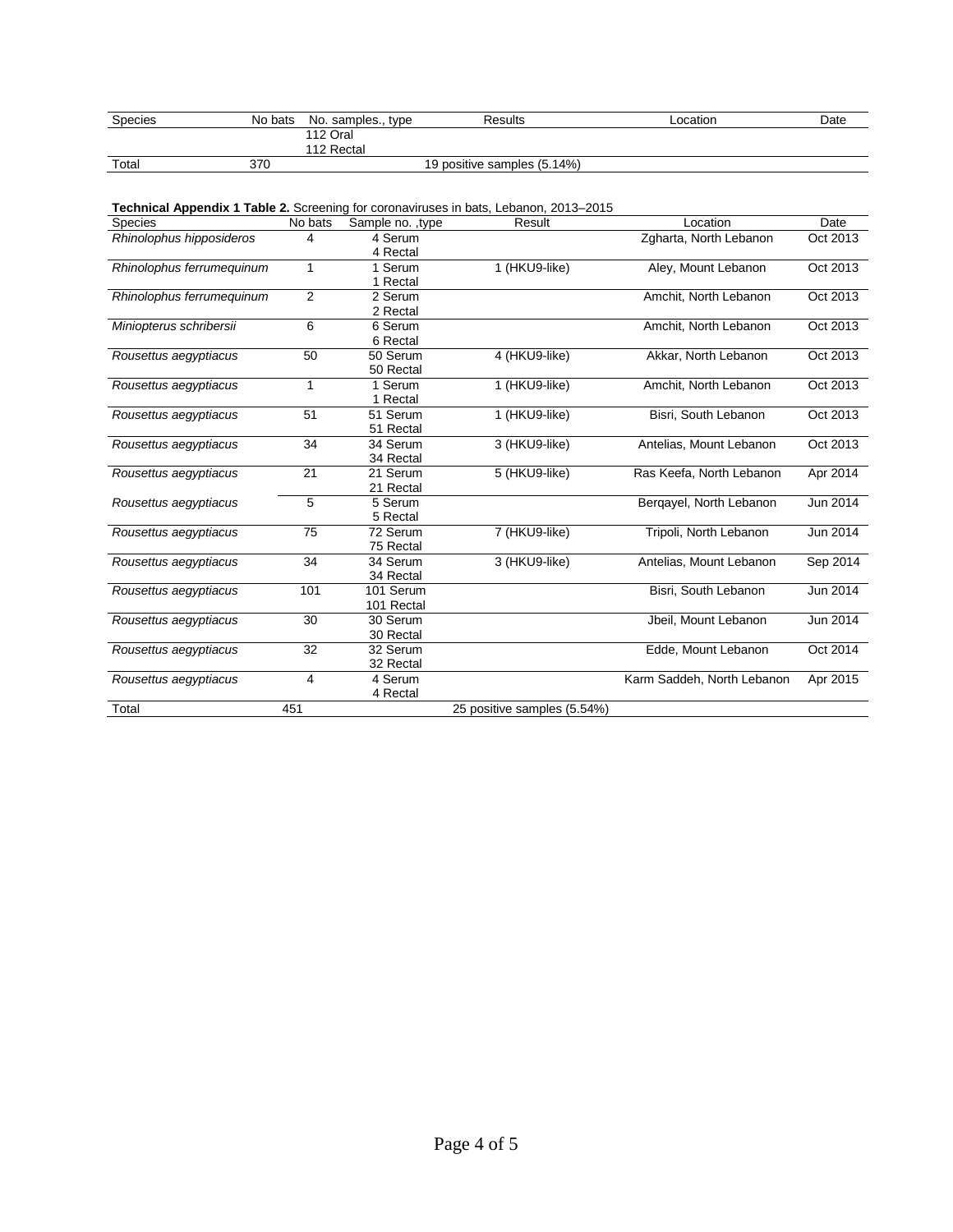| Species | No bats | No. samples., type | Results | Location | Date |
|---|---|---|---|---|---|
| | | 112 Oral<br>112 Rectal | | | |
| Total | 370 | | 19 positive samples (5.14%) | | |

**Technical Appendix 1 Table 2.** Screening for coronaviruses in bats, Lebanon, 2013–2015

| Species | No bats | Sample no. ,type | Result | Location | Date |
|---|---|---|---|---|---|
| *Rhinolophus hipposideros* | 4 | 4 Serum<br>4 Rectal | | Zgharta, North Lebanon | Oct 2013 |
| *Rhinolophus ferrumequinum* | 1 | 1 Serum<br>1 Rectal | 1 (HKU9-like) | Aley, Mount Lebanon | Oct 2013 |
| *Rhinolophus ferrumequinum* | 2 | 2 Serum<br>2 Rectal | | Amchit, North Lebanon | Oct 2013 |
| *Miniopterus schribersii* | 6 | 6 Serum<br>6 Rectal | | Amchit, North Lebanon | Oct 2013 |
| *Rousettus aegyptiacus* | 50 | 50 Serum<br>50 Rectal | 4 (HKU9-like) | Akkar, North Lebanon | Oct 2013 |
| *Rousettus aegyptiacus* | 1 | 1 Serum<br>1 Rectal | 1 (HKU9-like) | Amchit, North Lebanon | Oct 2013 |
| *Rousettus aegyptiacus* | 51 | 51 Serum<br>51 Rectal | 1 (HKU9-like) | Bisri, South Lebanon | Oct 2013 |
| *Rousettus aegyptiacus* | 34 | 34 Serum<br>34 Rectal | 3 (HKU9-like) | Antelias, Mount Lebanon | Oct 2013 |
| *Rousettus aegyptiacus* | 21 | 21 Serum<br>21 Rectal | 5 (HKU9-like) | Ras Keefa, North Lebanon | Apr 2014 |
| *Rousettus aegyptiacus* | 5 | 5 Serum<br>5 Rectal | | Berqayel, North Lebanon | Jun 2014 |
| *Rousettus aegyptiacus* | 75 | 72 Serum<br>75 Rectal | 7 (HKU9-like) | Tripoli, North Lebanon | Jun 2014 |
| *Rousettus aegyptiacus* | 34 | 34 Serum<br>34 Rectal | 3 (HKU9-like) | Antelias, Mount Lebanon | Sep 2014 |
| *Rousettus aegyptiacus* | 101 | 101 Serum<br>101 Rectal | | Bisri, South Lebanon | Jun 2014 |
| *Rousettus aegyptiacus* | 30 | 30 Serum<br>30 Rectal | | Jbeil, Mount Lebanon | Jun 2014 |
| *Rousettus aegyptiacus* | 32 | 32 Serum<br>32 Rectal | | Edde, Mount Lebanon | Oct 2014 |
| *Rousettus aegyptiacus* | 4 | 4 Serum<br>4 Rectal | | Karm Saddeh, North Lebanon | Apr 2015 |
| Total | 451 | | 25 positive samples (5.54%) | | |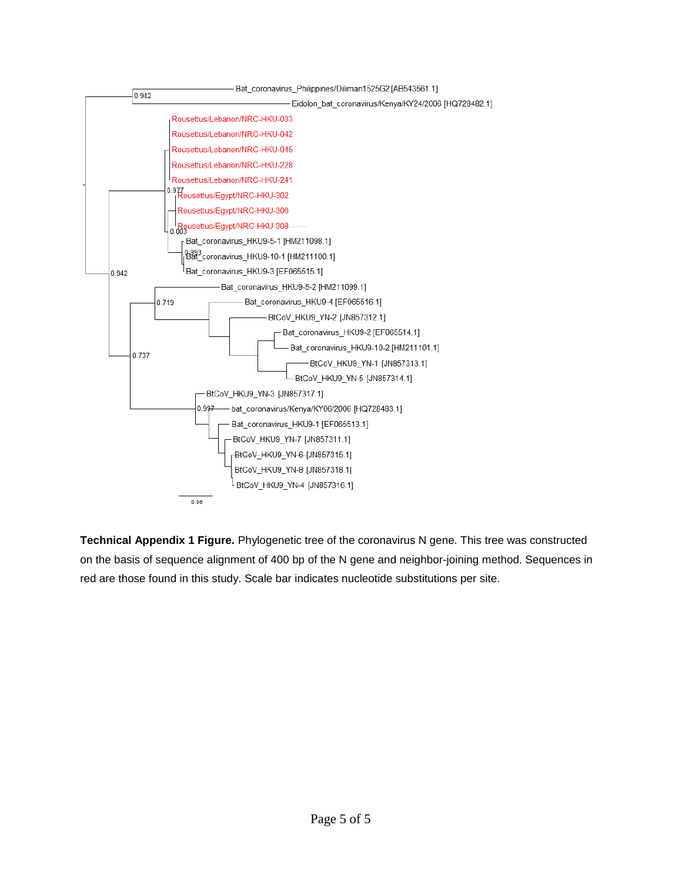Bat_coronavirus_Philippines/Diliman1525G2 [AB543561.1]
0.942
Eidolon_bat_coronavirus/Kenya/KY24/2006 [HQ728482.1]
Rousettus/Lebanon/NRC-HKU-033
Rousettus/Lebanon/NRC-HKU-042
Rousettus/Lebanon/NRC-HKU-045
Rousettus/Lebanon/NRC-HKU-228
Rousettus/Lebanon/NRC-HKU-241
0.977
Rousettus/Egypt/NRC-HKU-302
Rousettus/Egypt/NRC-HKU-306
Rousettus/Egypt/NRC-HKU-308
0.003
Bat_coronavirus_HKU9-5-1 [HM211098.1]
0.993
Bat_coronavirus_HKU9-10-1 [HM211100.1]
Bat_coronavirus_HKU9-3 [EF065515.1]
0.942
Bat_coronavirus_HKU9-5-2 [HM211099.1]
0.719
Bat_coronavirus_HKU9-4 [EF065516.1]
BtCoV_HKU9_YN-2 [JN857312.1]
Bat_coronavirus_HKU9-2 [EF065514.1]
Bat_coronavirus_HKU9-10-2 [HM211101.1]
0.737
BtCoV_HKU9_YN-1 [JN857313.1]
BtCoV_HKU9_YN-5 [JN857314.1]
BtCoV_HKU9_YN-3 [JN857317.1]
0.997
bat_coronavirus/Kenya/KY06/2006 [HQ728483.1]
Bat_coronavirus_HKU9-1 [EF065513.1]
BtCoV_HKU9_YN-7 [JN857311.1]
BtCoV_HKU9_YN-6 [JN857315.1]
BtCoV_HKU9_YN-8 [JN857318.1]
BtCoV_HKU9_YN-4 [JN857316.1]
0.05

**Technical Appendix 1 Figure.** Phylogenetic tree of the coronavirus N gene. This tree was constructed on the basis of sequence alignment of 400 bp of the N gene and neighbor-joining method. Sequences in red are those found in this study. Scale bar indicates nucleotide substitutions per site.